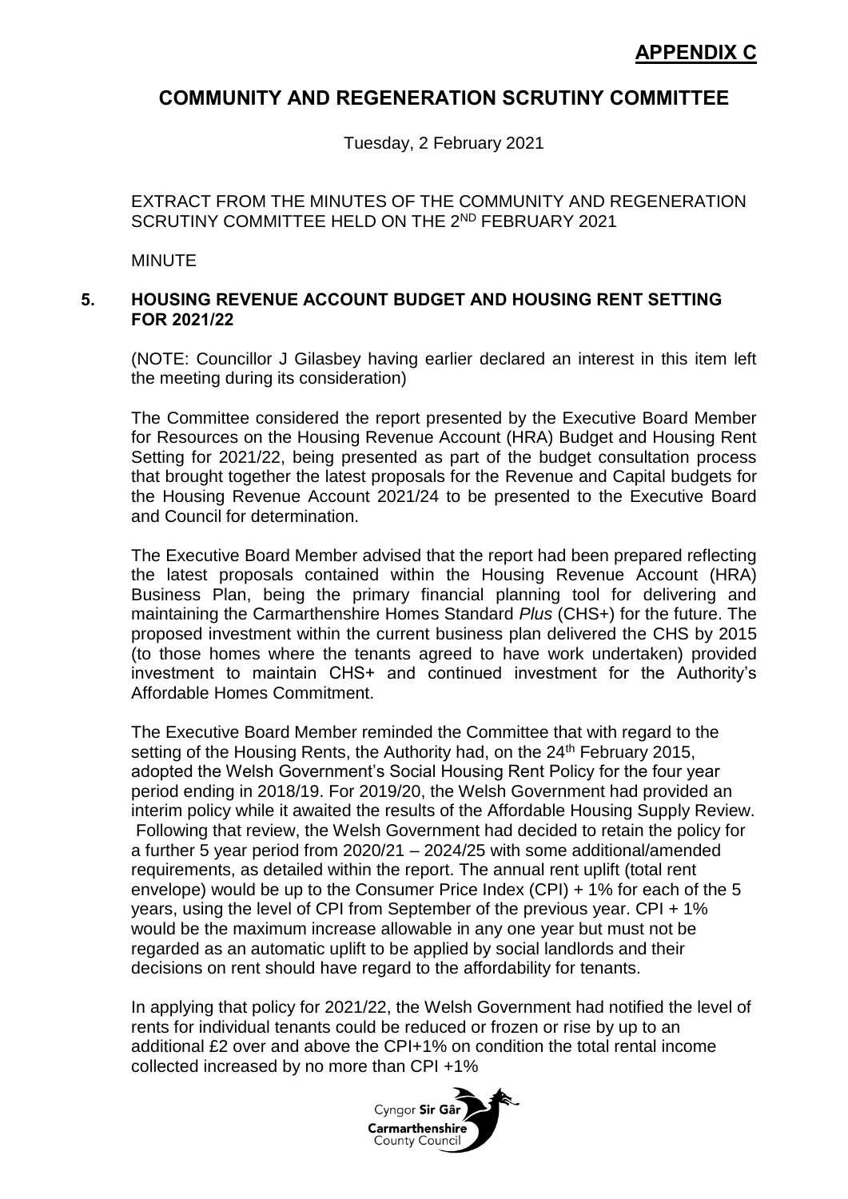**APPENDIX C**

# COMMUNITY AND REGENERATION SCRUTINY COMMITTEE

Tuesday, 2 February 2021

EXTRACT FROM THE MINUTES OF THE COMMUNITY AND REGENERATION SCRUTINY COMMITTEE HELD ON THE 2ND FEBRUARY 2021

MINUTE

## 5. HOUSING REVENUE ACCOUNT BUDGET AND HOUSING RENT SETTING FOR 2021/22

(NOTE: Councillor J Gilasbey having earlier declared an interest in this item left the meeting during its consideration)

The Committee considered the report presented by the Executive Board Member for Resources on the Housing Revenue Account (HRA) Budget and Housing Rent Setting for 2021/22, being presented as part of the budget consultation process that brought together the latest proposals for the Revenue and Capital budgets for the Housing Revenue Account 2021/24 to be presented to the Executive Board and Council for determination.

The Executive Board Member advised that the report had been prepared reflecting the latest proposals contained within the Housing Revenue Account (HRA) Business Plan, being the primary financial planning tool for delivering and maintaining the Carmarthenshire Homes Standard *Plus* (CHS+) for the future. The proposed investment within the current business plan delivered the CHS by 2015 (to those homes where the tenants agreed to have work undertaken) provided investment to maintain CHS+ and continued investment for the Authority's Affordable Homes Commitment.

The Executive Board Member reminded the Committee that with regard to the setting of the Housing Rents, the Authority had, on the 24th February 2015, adopted the Welsh Government's Social Housing Rent Policy for the four year period ending in 2018/19. For 2019/20, the Welsh Government had provided an interim policy while it awaited the results of the Affordable Housing Supply Review. Following that review, the Welsh Government had decided to retain the policy for a further 5 year period from 2020/21 – 2024/25 with some additional/amended requirements, as detailed within the report. The annual rent uplift (total rent envelope) would be up to the Consumer Price Index (CPI) + 1% for each of the 5 years, using the level of CPI from September of the previous year. CPI + 1% would be the maximum increase allowable in any one year but must not be regarded as an automatic uplift to be applied by social landlords and their decisions on rent should have regard to the affordability for tenants.

In applying that policy for 2021/22, the Welsh Government had notified the level of rents for individual tenants could be reduced or frozen or rise by up to an additional £2 over and above the CPI+1% on condition the total rental income collected increased by no more than CPI +1%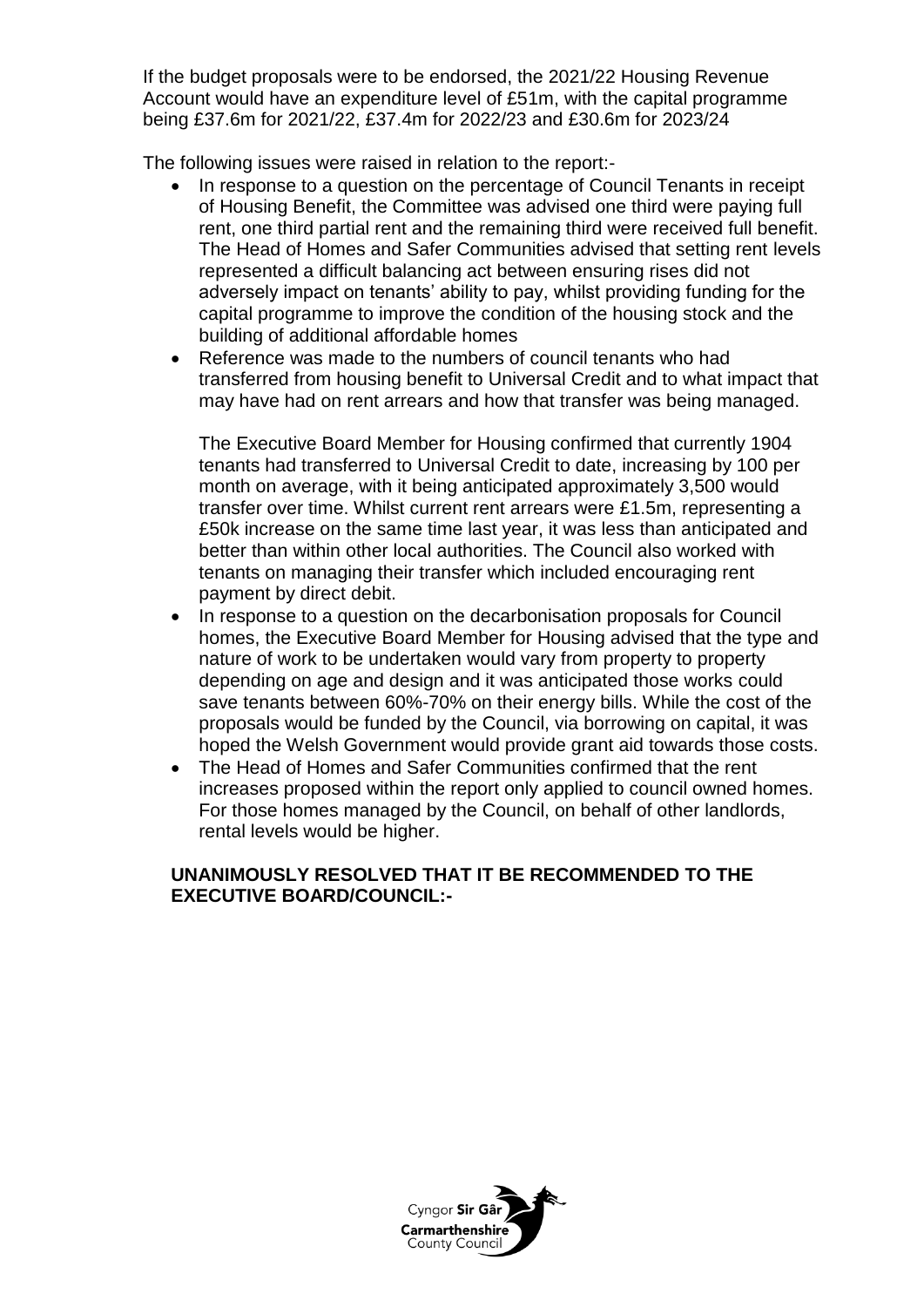If the budget proposals were to be endorsed, the 2021/22 Housing Revenue Account would have an expenditure level of £51m, with the capital programme being £37.6m for 2021/22, £37.4m for 2022/23 and £30.6m for 2023/24

The following issues were raised in relation to the report:-

- In response to a question on the percentage of Council Tenants in receipt of Housing Benefit, the Committee was advised one third were paying full rent, one third partial rent and the remaining third were received full benefit. The Head of Homes and Safer Communities advised that setting rent levels represented a difficult balancing act between ensuring rises did not adversely impact on tenants' ability to pay, whilst providing funding for the capital programme to improve the condition of the housing stock and the building of additional affordable homes
- Reference was made to the numbers of council tenants who had transferred from housing benefit to Universal Credit and to what impact that may have had on rent arrears and how that transfer was being managed.

  The Executive Board Member for Housing confirmed that currently 1904 tenants had transferred to Universal Credit to date, increasing by 100 per month on average, with it being anticipated approximately 3,500 would transfer over time. Whilst current rent arrears were £1.5m, representing a £50k increase on the same time last year, it was less than anticipated and better than within other local authorities. The Council also worked with tenants on managing their transfer which included encouraging rent payment by direct debit.
- In response to a question on the decarbonisation proposals for Council homes, the Executive Board Member for Housing advised that the type and nature of work to be undertaken would vary from property to property depending on age and design and it was anticipated those works could save tenants between 60%-70% on their energy bills. While the cost of the proposals would be funded by the Council, via borrowing on capital, it was hoped the Welsh Government would provide grant aid towards those costs.
- The Head of Homes and Safer Communities confirmed that the rent increases proposed within the report only applied to council owned homes. For those homes managed by the Council, on behalf of other landlords, rental levels would be higher.

**UNANIMOUSLY RESOLVED THAT IT BE RECOMMENDED TO THE EXECUTIVE BOARD/COUNCIL:-**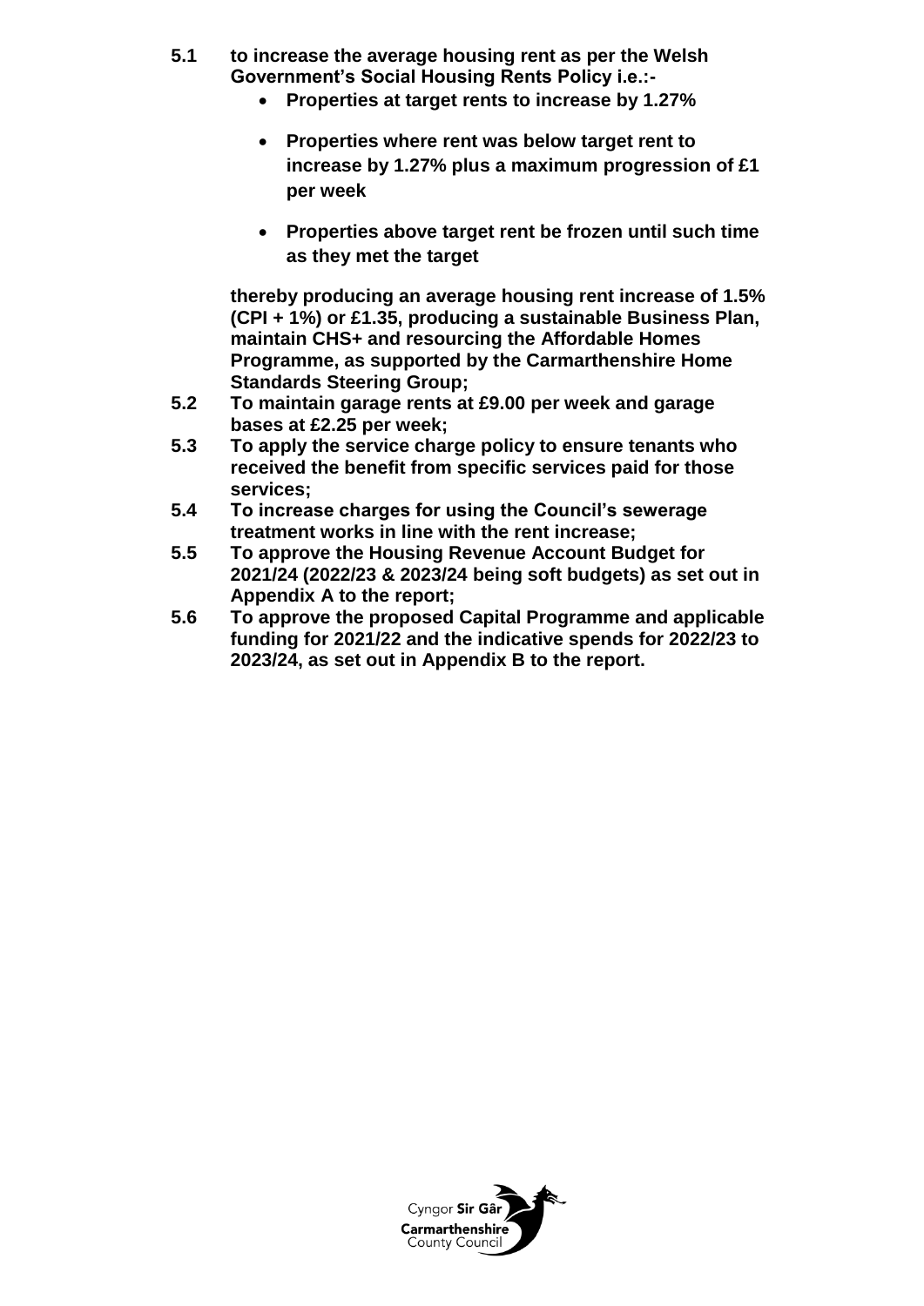**5.1 to increase the average housing rent as per the Welsh Government's Social Housing Rents Policy i.e.:-**

- **Properties at target rents to increase by 1.27%**
- **Properties where rent was below target rent to increase by 1.27% plus a maximum progression of £1 per week**
- **Properties above target rent be frozen until such time as they met the target**

**thereby producing an average housing rent increase of 1.5% (CPI + 1%) or £1.35, producing a sustainable Business Plan, maintain CHS+ and resourcing the Affordable Homes Programme, as supported by the Carmarthenshire Home Standards Steering Group;**

**5.2 To maintain garage rents at £9.00 per week and garage bases at £2.25 per week;**

**5.3 To apply the service charge policy to ensure tenants who received the benefit from specific services paid for those services;**

**5.4 To increase charges for using the Council's sewerage treatment works in line with the rent increase;**

**5.5 To approve the Housing Revenue Account Budget for 2021/24 (2022/23 & 2023/24 being soft budgets) as set out in Appendix A to the report;**

**5.6 To approve the proposed Capital Programme and applicable funding for 2021/22 and the indicative spends for 2022/23 to 2023/24, as set out in Appendix B to the report.**